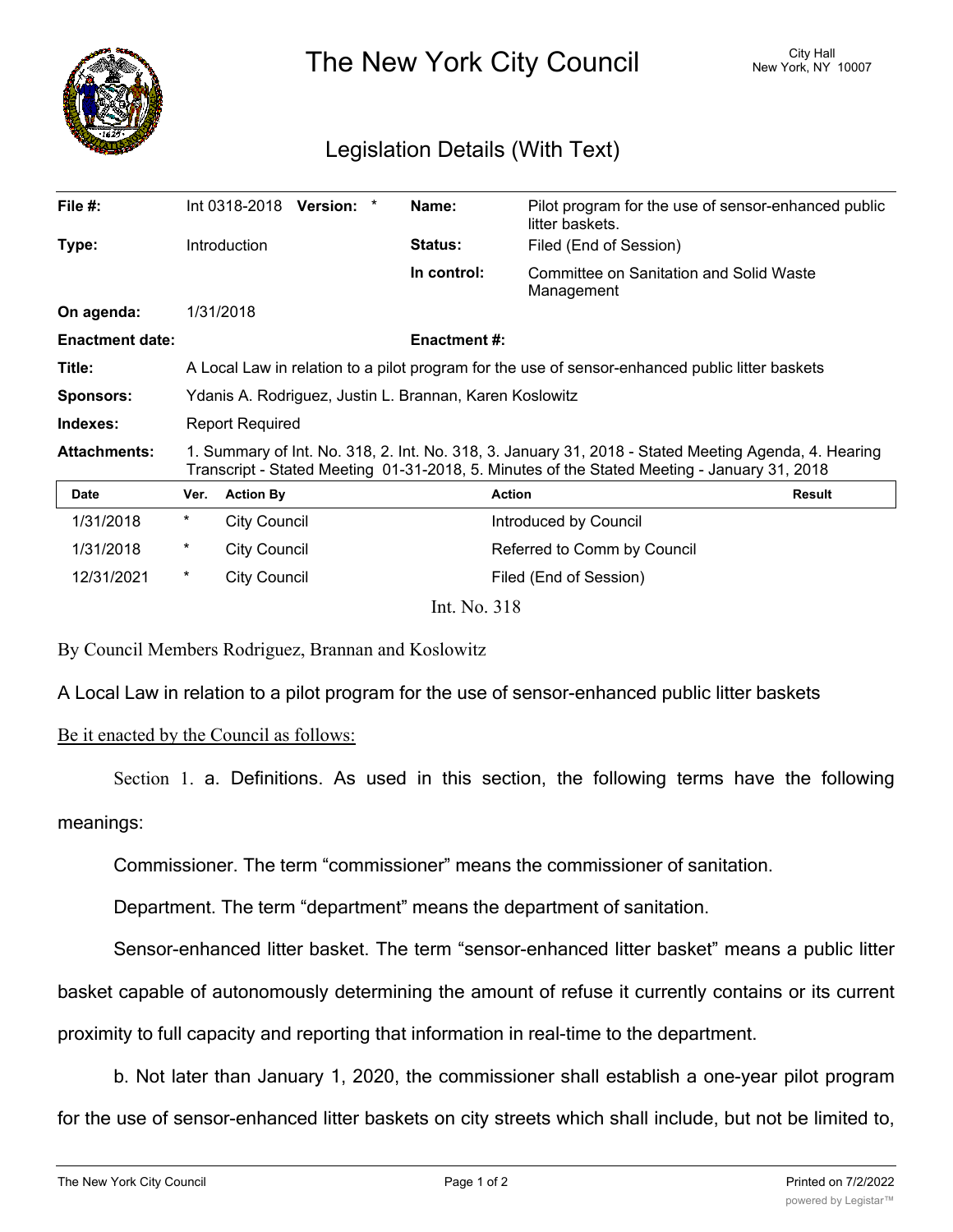# The New York City Council

City Hall
New York, NY 10007

## Legislation Details (With Text)

| | | | |
|---|---|---|---|
| **File #:** | Int 0318-2018 **Version:** * | **Name:** | Pilot program for the use of sensor-enhanced public litter baskets. |
| **Type:** | Introduction | **Status:** | Filed (End of Session) |
| | | **In control:** | Committee on Sanitation and Solid Waste Management |
| **On agenda:** | 1/31/2018 | | |
| **Enactment date:** | | **Enactment #:** | |
| **Title:** | A Local Law in relation to a pilot program for the use of sensor-enhanced public litter baskets | | |
| **Sponsors:** | Ydanis A. Rodriguez, Justin L. Brannan, Karen Koslowitz | | |
| **Indexes:** | Report Required | | |
| **Attachments:** | 1. Summary of Int. No. 318, 2. Int. No. 318, 3. January 31, 2018 - Stated Meeting Agenda, 4. Hearing Transcript - Stated Meeting 01-31-2018, 5. Minutes of the Stated Meeting - January 31, 2018 | | |

| Date | Ver. | Action By | Action | Result |
|---|---|---|---|---|
| 1/31/2018 | * | City Council | Introduced by Council | |
| 1/31/2018 | * | City Council | Referred to Comm by Council | |
| 12/31/2021 | * | City Council | Filed (End of Session) | |

Int. No. 318

By Council Members Rodriguez, Brannan and Koslowitz

A Local Law in relation to a pilot program for the use of sensor-enhanced public litter baskets

Be it enacted by the Council as follows:

Section 1. a. Definitions. As used in this section, the following terms have the following meanings:

Commissioner. The term "commissioner" means the commissioner of sanitation.

Department. The term "department" means the department of sanitation.

Sensor-enhanced litter basket. The term "sensor-enhanced litter basket" means a public litter basket capable of autonomously determining the amount of refuse it currently contains or its current proximity to full capacity and reporting that information in real-time to the department.

b. Not later than January 1, 2020, the commissioner shall establish a one-year pilot program for the use of sensor-enhanced litter baskets on city streets which shall include, but not be limited to,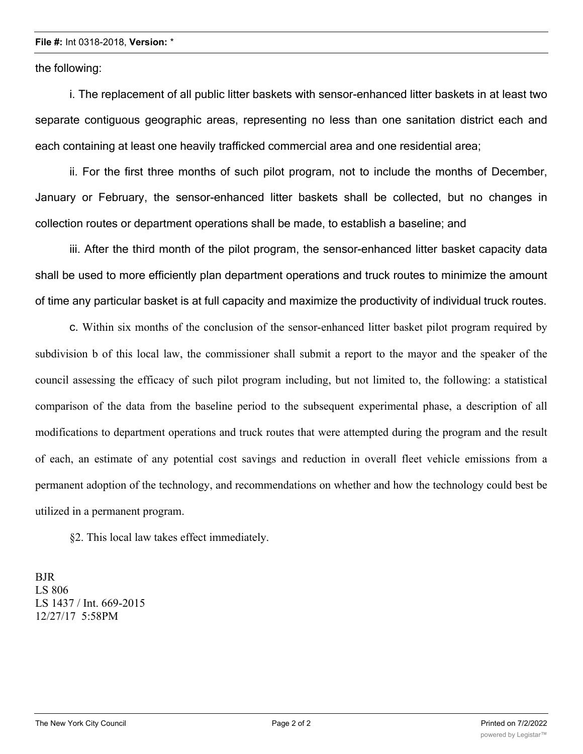the following:

i. The replacement of all public litter baskets with sensor-enhanced litter baskets in at least two separate contiguous geographic areas, representing no less than one sanitation district each and each containing at least one heavily trafficked commercial area and one residential area;

ii. For the first three months of such pilot program, not to include the months of December, January or February, the sensor-enhanced litter baskets shall be collected, but no changes in collection routes or department operations shall be made, to establish a baseline; and

iii. After the third month of the pilot program, the sensor-enhanced litter basket capacity data shall be used to more efficiently plan department operations and truck routes to minimize the amount of time any particular basket is at full capacity and maximize the productivity of individual truck routes.

c. Within six months of the conclusion of the sensor-enhanced litter basket pilot program required by subdivision b of this local law, the commissioner shall submit a report to the mayor and the speaker of the council assessing the efficacy of such pilot program including, but not limited to, the following: a statistical comparison of the data from the baseline period to the subsequent experimental phase, a description of all modifications to department operations and truck routes that were attempted during the program and the result of each, an estimate of any potential cost savings and reduction in overall fleet vehicle emissions from a permanent adoption of the technology, and recommendations on whether and how the technology could best be utilized in a permanent program.

§2. This local law takes effect immediately.

BJR
LS 806
LS 1437 / Int. 669-2015
12/27/17 5:58PM